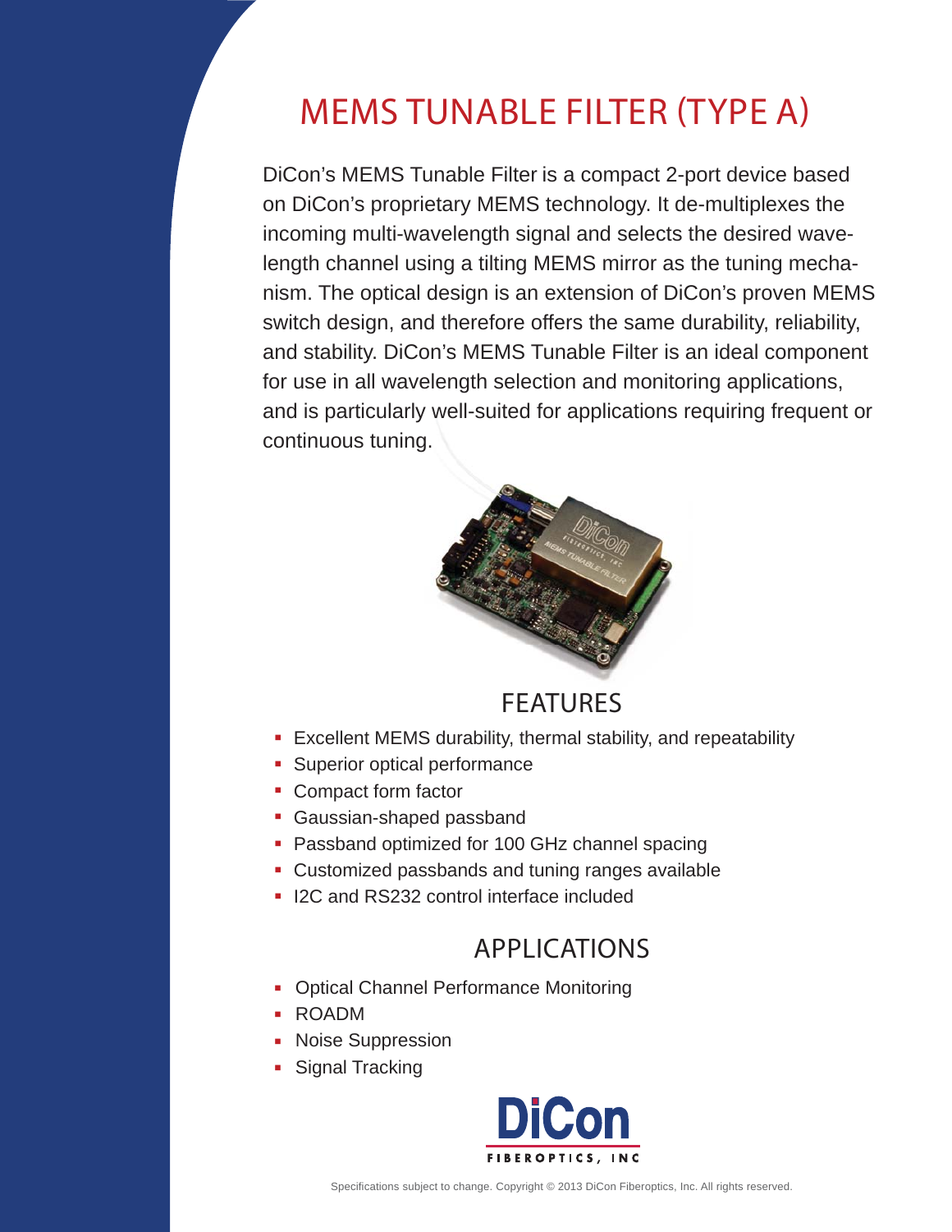# MEMS TUNABLE FILTER (TYPE A)

DiCon's MEMS Tunable Filter is a compact 2-port device based on DiCon's proprietary MEMS technology. It de-multiplexes the incoming multi-wavelength signal and selects the desired wavelength channel using a tilting MEMS mirror as the tuning mechanism. The optical design is an extension of DiCon's proven MEMS switch design, and therefore offers the same durability, reliability, and stability. DiCon's MEMS Tunable Filter is an ideal component for use in all wavelength selection and monitoring applications, and is particularly well-suited for applications requiring frequent or continuous tuning.

## FEATURES

- Excellent MEMS durability, thermal stability, and repeatability
- Superior optical performance
- Compact form factor
- Gaussian-shaped passband
- Passband optimized for 100 GHz channel spacing
- Customized passbands and tuning ranges available
- I2C and RS232 control interface included

## APPLICATIONS

- Optical Channel Performance Monitoring
- ROADM
- Noise Suppression
- Signal Tracking

DiCon FIBEROPTICS, INC

Specifications subject to change. Copyright © 2013 DiCon Fiberoptics, Inc. All rights reserved.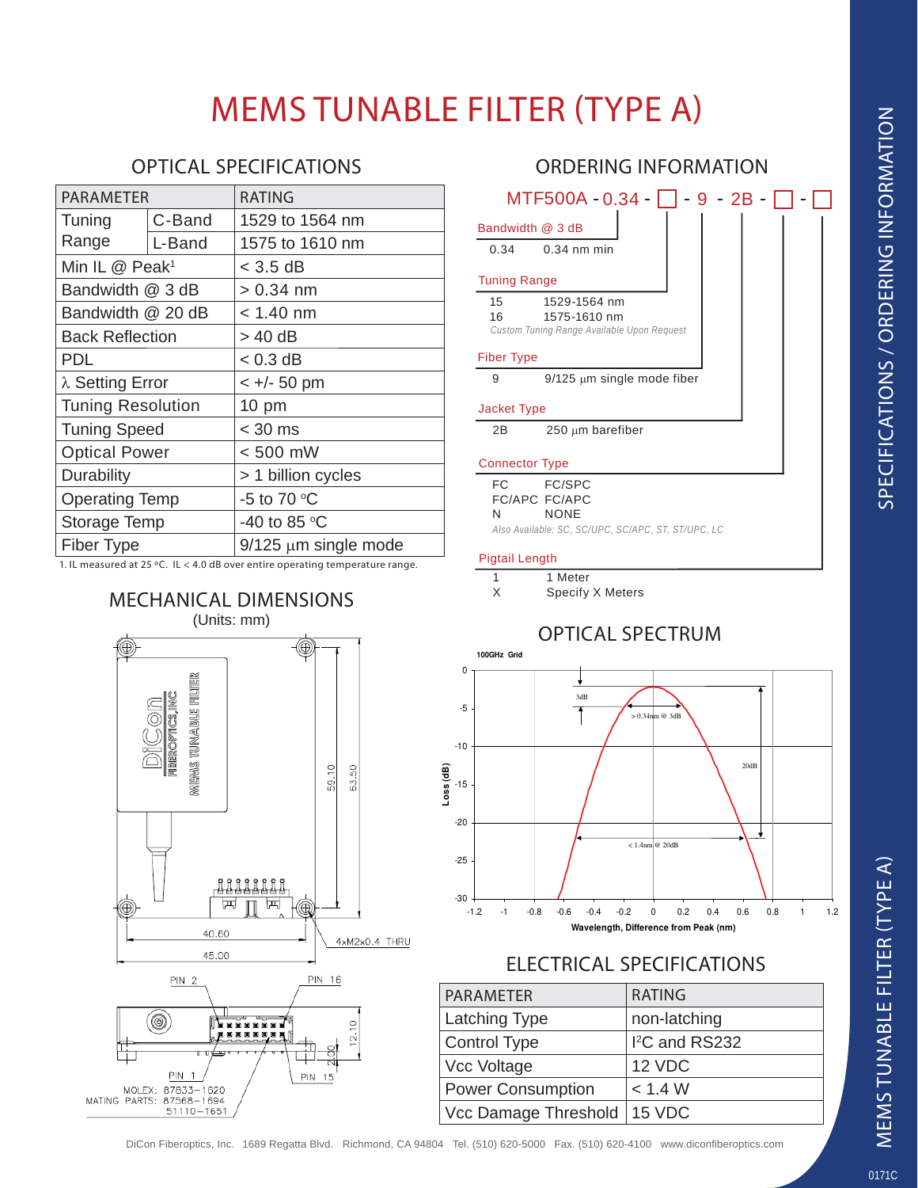# MEMS TUNABLE FILTER (TYPE A)

## OPTICAL SPECIFICATIONS

| PARAMETER | | RATING |
|---|---|---|
| Tuning Range | C-Band | 1529 to 1564 nm |
| | L-Band | 1575 to 1610 nm |
| Min IL @ Peak[1] | | < 3.5 dB |
| Bandwidth @ 3 dB | | > 0.34 nm |
| Bandwidth @ 20 dB | | < 1.40 nm |
| Back Reflection | | > 40 dB |
| PDL | | < 0.3 dB |
| λ Setting Error | | < +/- 50 pm |
| Tuning Resolution | | 10 pm |
| Tuning Speed | | < 30 ms |
| Optical Power | | < 500 mW |
| Durability | | > 1 billion cycles |
| Operating Temp | | -5 to 70 °C |
| Storage Temp | | -40 to 85 °C |
| Fiber Type | | 9/125 µm single mode |

1. IL measured at 25 °C. IL < 4.0 dB over entire operating temperature range.

## MECHANICAL DIMENSIONS

(Units: mm)

DiCon FIBEROPTICS,INC MEMS TUNABLE FILTER

59.10
63.50
40.60
45.00
4xM2x0.4 THRU
PIN 2
PIN 16
PIN 1
PIN 15
12.10
2.00
MOLEX: 87833-1620
MATING PARTS: 87568-1694
51110-1651

## ORDERING INFORMATION

MTF500A - 0.34 - □ - 9 - 2B - □ - □

**Bandwidth @ 3 dB**

0.34 0.34 nm min

**Tuning Range**

15 1529-1564 nm
16 1575-1610 nm

*Custom Tuning Range Available Upon Request*

**Fiber Type**

9 9/125 µm single mode fiber

**Jacket Type**

2B 250 µm barefiber

**Connector Type**

FC FC/SPC
FC/APC FC/APC
N NONE

*Also Available: SC, SC/UPC, SC/APC, ST, ST/UPC, LC*

**Pigtail Length**

1 1 Meter
X Specify X Meters

## OPTICAL SPECTRUM

100GHz Grid

3dB
> 0.34nm @ 3dB
20dB
< 1.4nm @ 20dB

Loss (dB): 0, -5, -10, -15, -20, -25, -30

Wavelength, Difference from Peak (nm): -1.2, -1, -0.8, -0.6, -0.4, -0.2, 0, 0.2, 0.4, 0.6, 0.8, 1, 1.2

## ELECTRICAL SPECIFICATIONS

| PARAMETER | RATING |
|---|---|
| Latching Type | non-latching |
| Control Type | I²C and RS232 |
| Vcc Voltage | 12 VDC |
| Power Consumption | < 1.4 W |
| Vcc Damage Threshold | 15 VDC |

DiCon Fiberoptics, Inc. 1689 Regatta Blvd. Richmond, CA 94804 Tel. (510) 620-5000 Fax. (510) 620-4100 www.diconfiberoptics.com

0171C